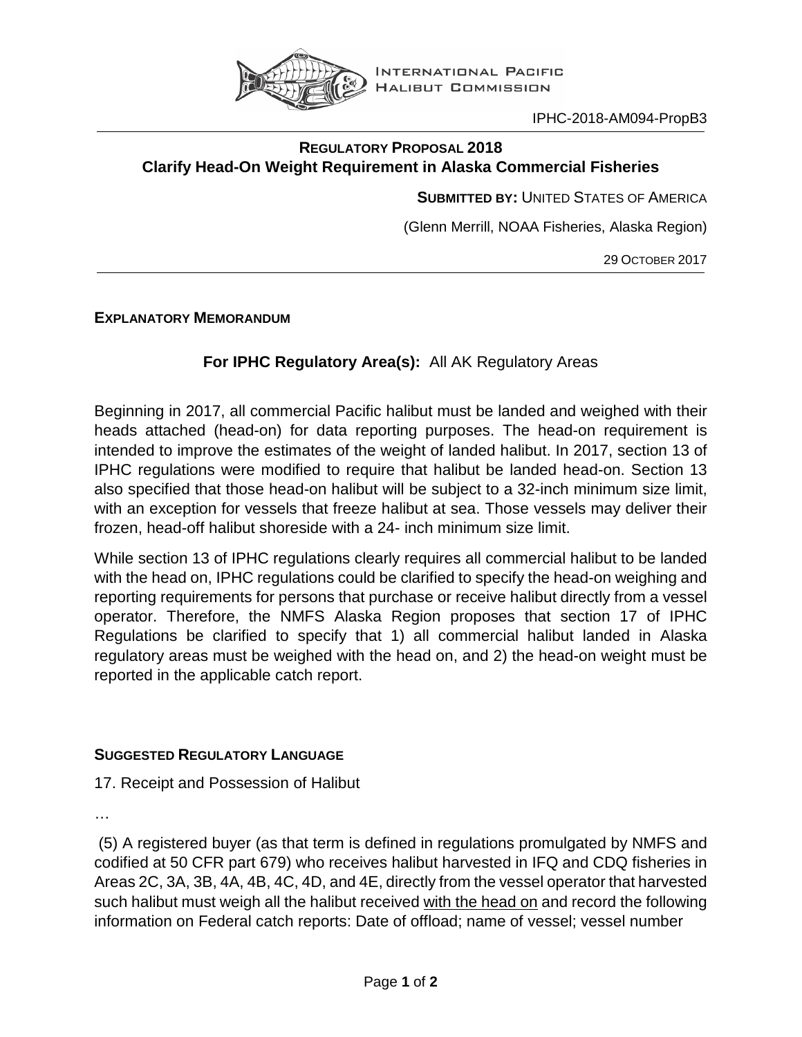INTERNATIONAL PACIFIC HALIBUT COMMISSION

IPHC-2018-AM094-PropB3

## REGULATORY PROPOSAL 2018
## Clarify Head-On Weight Requirement in Alaska Commercial Fisheries

**SUBMITTED BY:** UNITED STATES OF AMERICA

(Glenn Merrill, NOAA Fisheries, Alaska Region)

29 OCTOBER 2017

### EXPLANATORY MEMORANDUM

**For IPHC Regulatory Area(s):** All AK Regulatory Areas

Beginning in 2017, all commercial Pacific halibut must be landed and weighed with their heads attached (head-on) for data reporting purposes. The head-on requirement is intended to improve the estimates of the weight of landed halibut. In 2017, section 13 of IPHC regulations were modified to require that halibut be landed head-on. Section 13 also specified that those head-on halibut will be subject to a 32-inch minimum size limit, with an exception for vessels that freeze halibut at sea. Those vessels may deliver their frozen, head-off halibut shoreside with a 24- inch minimum size limit.

While section 13 of IPHC regulations clearly requires all commercial halibut to be landed with the head on, IPHC regulations could be clarified to specify the head-on weighing and reporting requirements for persons that purchase or receive halibut directly from a vessel operator. Therefore, the NMFS Alaska Region proposes that section 17 of IPHC Regulations be clarified to specify that 1) all commercial halibut landed in Alaska regulatory areas must be weighed with the head on, and 2) the head-on weight must be reported in the applicable catch report.

### SUGGESTED REGULATORY LANGUAGE

17. Receipt and Possession of Halibut

…

(5) A registered buyer (as that term is defined in regulations promulgated by NMFS and codified at 50 CFR part 679) who receives halibut harvested in IFQ and CDQ fisheries in Areas 2C, 3A, 3B, 4A, 4B, 4C, 4D, and 4E, directly from the vessel operator that harvested such halibut must weigh all the halibut received <u>with the head on</u> and record the following information on Federal catch reports: Date of offload; name of vessel; vessel number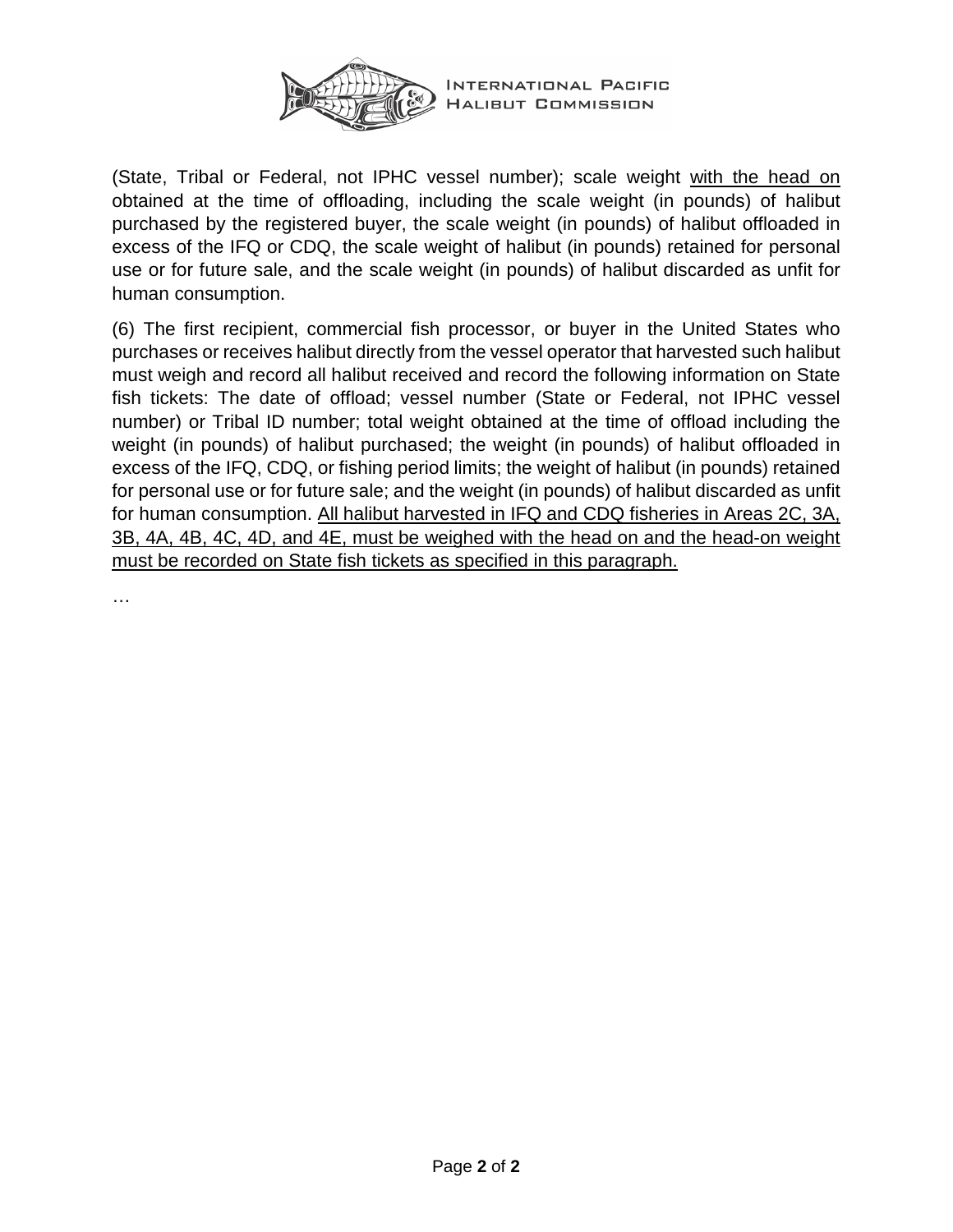(State, Tribal or Federal, not IPHC vessel number); scale weight <u>with the head on</u> obtained at the time of offloading, including the scale weight (in pounds) of halibut purchased by the registered buyer, the scale weight (in pounds) of halibut offloaded in excess of the IFQ or CDQ, the scale weight of halibut (in pounds) retained for personal use or for future sale, and the scale weight (in pounds) of halibut discarded as unfit for human consumption.

(6) The first recipient, commercial fish processor, or buyer in the United States who purchases or receives halibut directly from the vessel operator that harvested such halibut must weigh and record all halibut received and record the following information on State fish tickets: The date of offload; vessel number (State or Federal, not IPHC vessel number) or Tribal ID number; total weight obtained at the time of offload including the weight (in pounds) of halibut purchased; the weight (in pounds) of halibut offloaded in excess of the IFQ, CDQ, or fishing period limits; the weight of halibut (in pounds) retained for personal use or for future sale; and the weight (in pounds) of halibut discarded as unfit for human consumption. <u>All halibut harvested in IFQ and CDQ fisheries in Areas 2C, 3A, 3B, 4A, 4B, 4C, 4D, and 4E, must be weighed with the head on and the head-on weight must be recorded on State fish tickets as specified in this paragraph.</u>

…